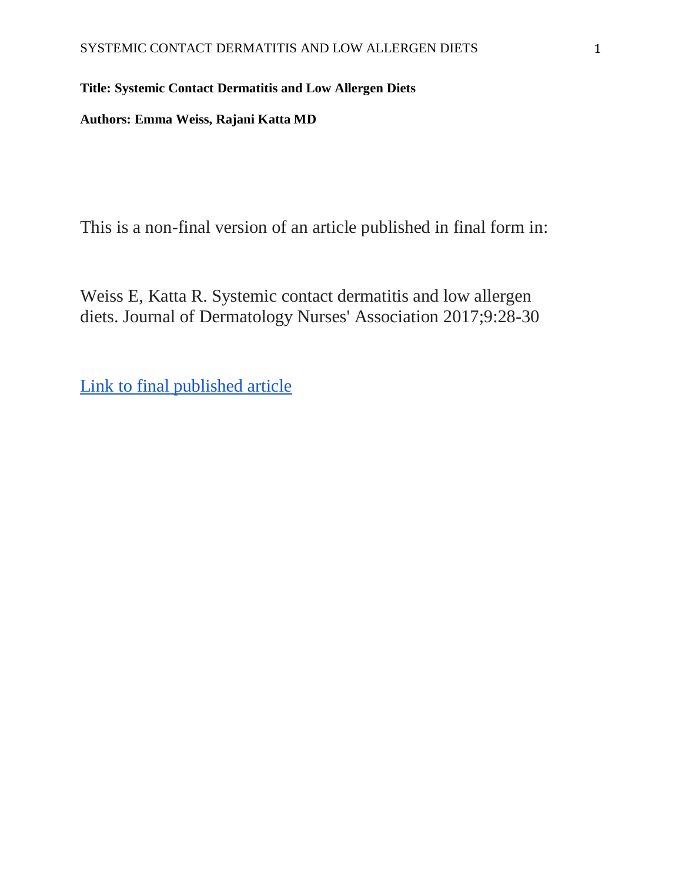**Title: Systemic Contact Dermatitis and Low Allergen Diets**

**Authors: Emma Weiss, Rajani Katta MD**

This is a non-final version of an article published in final form in:

Weiss E, Katta R. Systemic contact dermatitis and low allergen diets. Journal of Dermatology Nurses' Association 2017;9:28-30

Link to final published article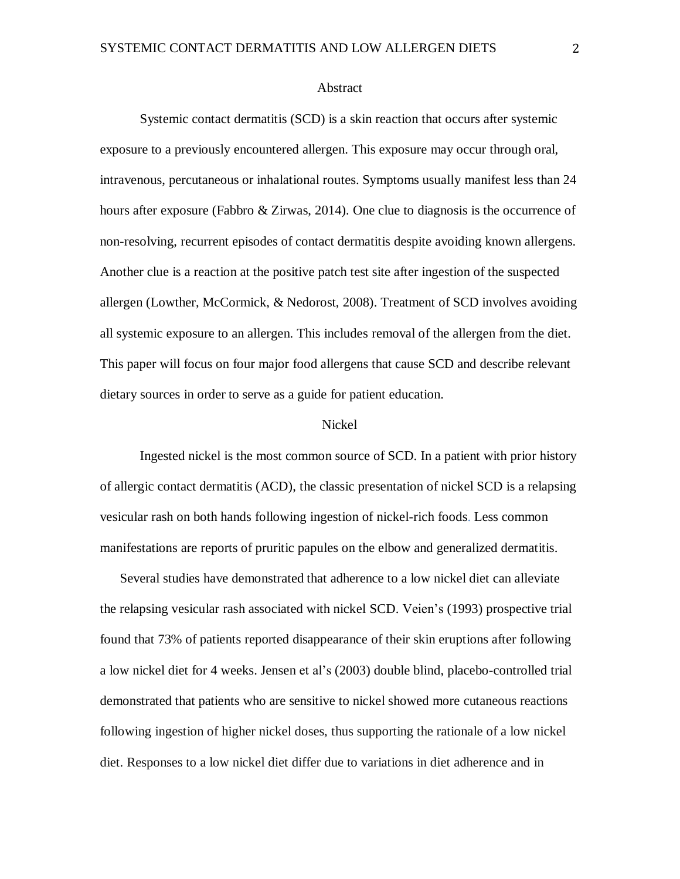## Abstract

Systemic contact dermatitis (SCD) is a skin reaction that occurs after systemic exposure to a previously encountered allergen. This exposure may occur through oral, intravenous, percutaneous or inhalational routes. Symptoms usually manifest less than 24 hours after exposure (Fabbro & Zirwas, 2014). One clue to diagnosis is the occurrence of non-resolving, recurrent episodes of contact dermatitis despite avoiding known allergens. Another clue is a reaction at the positive patch test site after ingestion of the suspected allergen (Lowther, McCormick, & Nedorost, 2008). Treatment of SCD involves avoiding all systemic exposure to an allergen. This includes removal of the allergen from the diet. This paper will focus on four major food allergens that cause SCD and describe relevant dietary sources in order to serve as a guide for patient education.

## Nickel

Ingested nickel is the most common source of SCD. In a patient with prior history of allergic contact dermatitis (ACD), the classic presentation of nickel SCD is a relapsing vesicular rash on both hands following ingestion of nickel-rich foods. Less common manifestations are reports of pruritic papules on the elbow and generalized dermatitis.

Several studies have demonstrated that adherence to a low nickel diet can alleviate the relapsing vesicular rash associated with nickel SCD. Veien's (1993) prospective trial found that 73% of patients reported disappearance of their skin eruptions after following a low nickel diet for 4 weeks. Jensen et al's (2003) double blind, placebo-controlled trial demonstrated that patients who are sensitive to nickel showed more cutaneous reactions following ingestion of higher nickel doses, thus supporting the rationale of a low nickel diet. Responses to a low nickel diet differ due to variations in diet adherence and in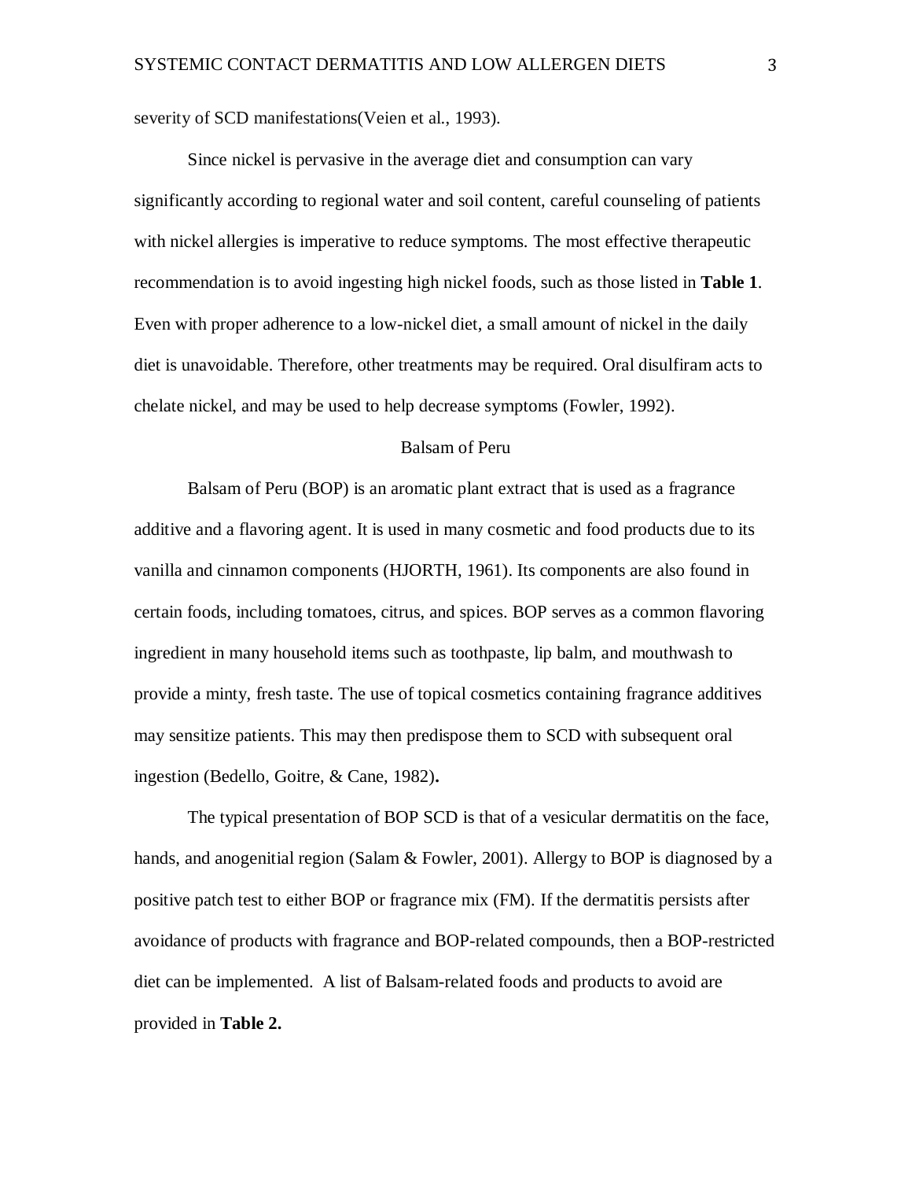severity of SCD manifestations(Veien et al., 1993).

Since nickel is pervasive in the average diet and consumption can vary significantly according to regional water and soil content, careful counseling of patients with nickel allergies is imperative to reduce symptoms. The most effective therapeutic recommendation is to avoid ingesting high nickel foods, such as those listed in **Table 1**. Even with proper adherence to a low-nickel diet, a small amount of nickel in the daily diet is unavoidable. Therefore, other treatments may be required. Oral disulfiram acts to chelate nickel, and may be used to help decrease symptoms (Fowler, 1992).

## Balsam of Peru

Balsam of Peru (BOP) is an aromatic plant extract that is used as a fragrance additive and a flavoring agent. It is used in many cosmetic and food products due to its vanilla and cinnamon components (HJORTH, 1961). Its components are also found in certain foods, including tomatoes, citrus, and spices. BOP serves as a common flavoring ingredient in many household items such as toothpaste, lip balm, and mouthwash to provide a minty, fresh taste. The use of topical cosmetics containing fragrance additives may sensitize patients. This may then predispose them to SCD with subsequent oral ingestion (Bedello, Goitre, & Cane, 1982)**.**

The typical presentation of BOP SCD is that of a vesicular dermatitis on the face, hands, and anogenitial region (Salam & Fowler, 2001). Allergy to BOP is diagnosed by a positive patch test to either BOP or fragrance mix (FM). If the dermatitis persists after avoidance of products with fragrance and BOP-related compounds, then a BOP-restricted diet can be implemented. A list of Balsam-related foods and products to avoid are provided in **Table 2.**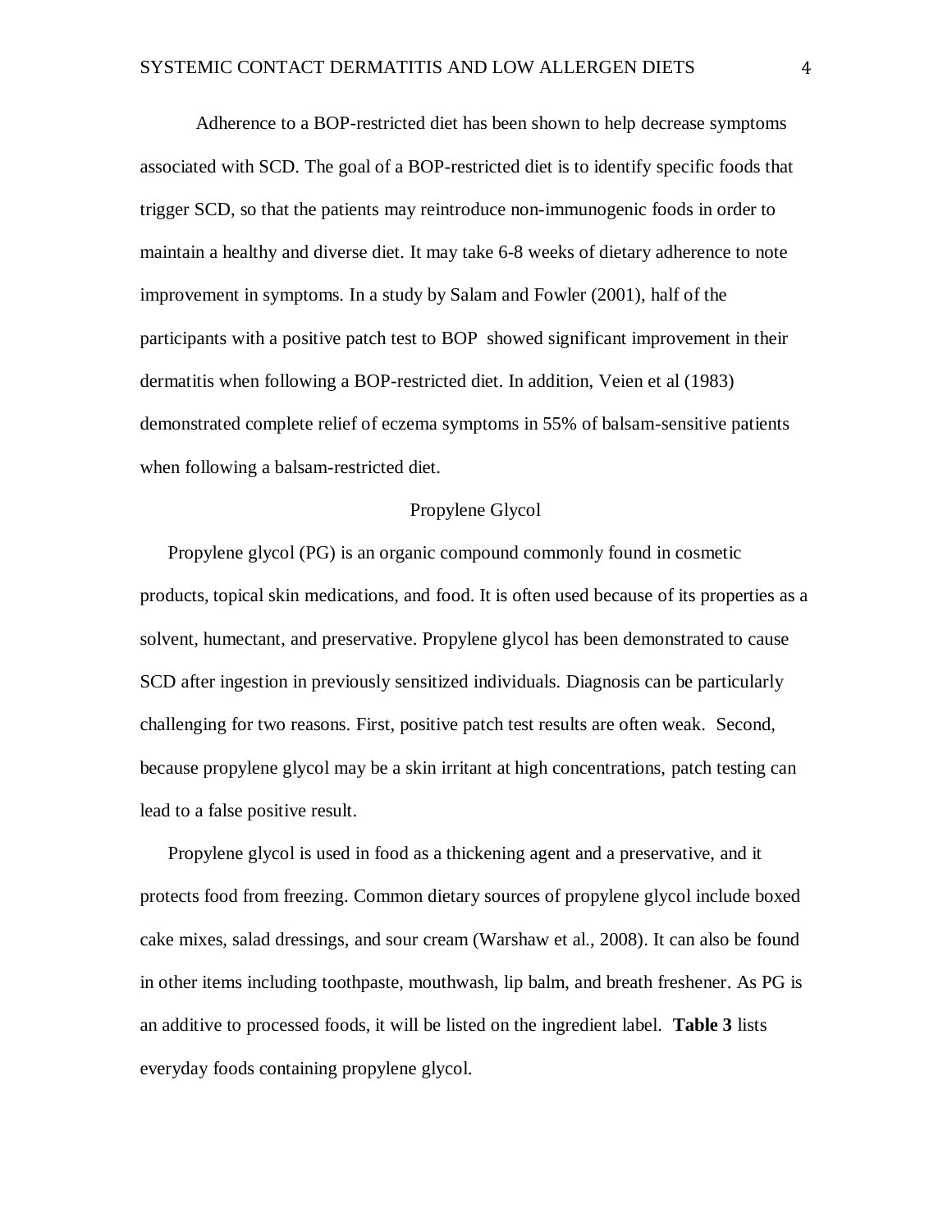Adherence to a BOP-restricted diet has been shown to help decrease symptoms associated with SCD. The goal of a BOP-restricted diet is to identify specific foods that trigger SCD, so that the patients may reintroduce non-immunogenic foods in order to maintain a healthy and diverse diet. It may take 6-8 weeks of dietary adherence to note improvement in symptoms. In a study by Salam and Fowler (2001), half of the participants with a positive patch test to BOP showed significant improvement in their dermatitis when following a BOP-restricted diet. In addition, Veien et al (1983) demonstrated complete relief of eczema symptoms in 55% of balsam-sensitive patients when following a balsam-restricted diet.

## Propylene Glycol

Propylene glycol (PG) is an organic compound commonly found in cosmetic products, topical skin medications, and food. It is often used because of its properties as a solvent, humectant, and preservative. Propylene glycol has been demonstrated to cause SCD after ingestion in previously sensitized individuals. Diagnosis can be particularly challenging for two reasons. First, positive patch test results are often weak. Second, because propylene glycol may be a skin irritant at high concentrations, patch testing can lead to a false positive result.

Propylene glycol is used in food as a thickening agent and a preservative, and it protects food from freezing. Common dietary sources of propylene glycol include boxed cake mixes, salad dressings, and sour cream (Warshaw et al., 2008). It can also be found in other items including toothpaste, mouthwash, lip balm, and breath freshener. As PG is an additive to processed foods, it will be listed on the ingredient label. **Table 3** lists everyday foods containing propylene glycol.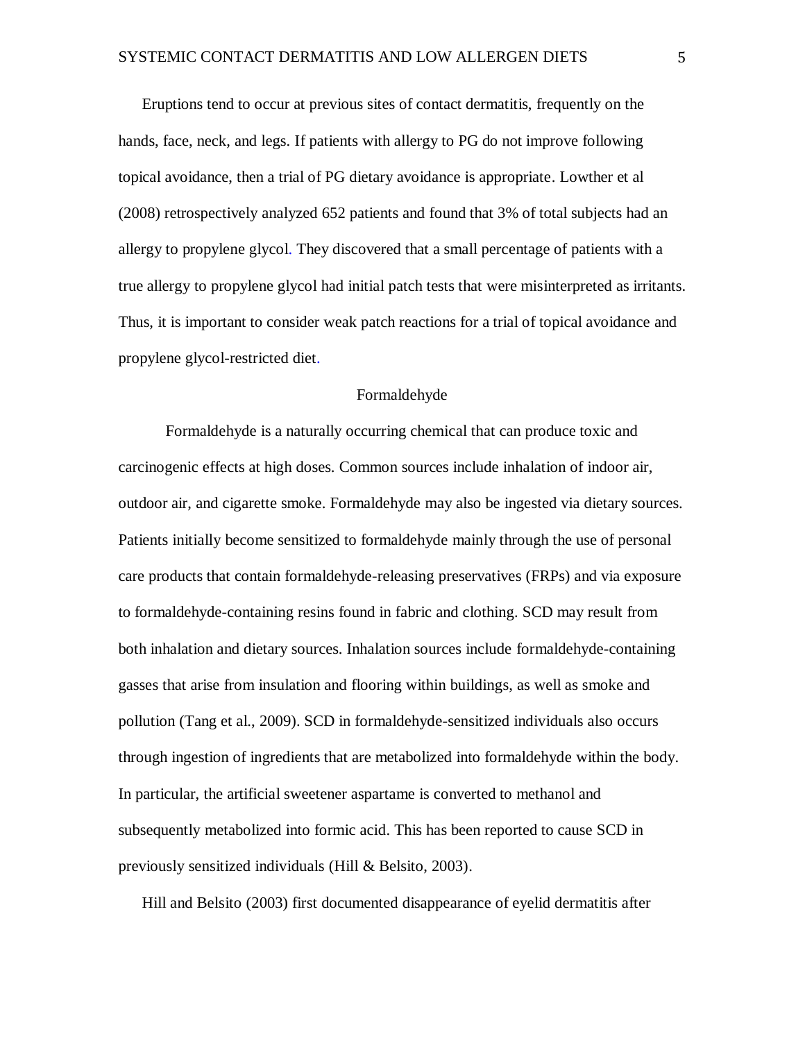Eruptions tend to occur at previous sites of contact dermatitis, frequently on the hands, face, neck, and legs. If patients with allergy to PG do not improve following topical avoidance, then a trial of PG dietary avoidance is appropriate. Lowther et al (2008) retrospectively analyzed 652 patients and found that 3% of total subjects had an allergy to propylene glycol. They discovered that a small percentage of patients with a true allergy to propylene glycol had initial patch tests that were misinterpreted as irritants. Thus, it is important to consider weak patch reactions for a trial of topical avoidance and propylene glycol-restricted diet.

## Formaldehyde

Formaldehyde is a naturally occurring chemical that can produce toxic and carcinogenic effects at high doses. Common sources include inhalation of indoor air, outdoor air, and cigarette smoke. Formaldehyde may also be ingested via dietary sources. Patients initially become sensitized to formaldehyde mainly through the use of personal care products that contain formaldehyde-releasing preservatives (FRPs) and via exposure to formaldehyde-containing resins found in fabric and clothing. SCD may result from both inhalation and dietary sources. Inhalation sources include formaldehyde-containing gasses that arise from insulation and flooring within buildings, as well as smoke and pollution (Tang et al., 2009). SCD in formaldehyde-sensitized individuals also occurs through ingestion of ingredients that are metabolized into formaldehyde within the body. In particular, the artificial sweetener aspartame is converted to methanol and subsequently metabolized into formic acid. This has been reported to cause SCD in previously sensitized individuals (Hill & Belsito, 2003).

Hill and Belsito (2003) first documented disappearance of eyelid dermatitis after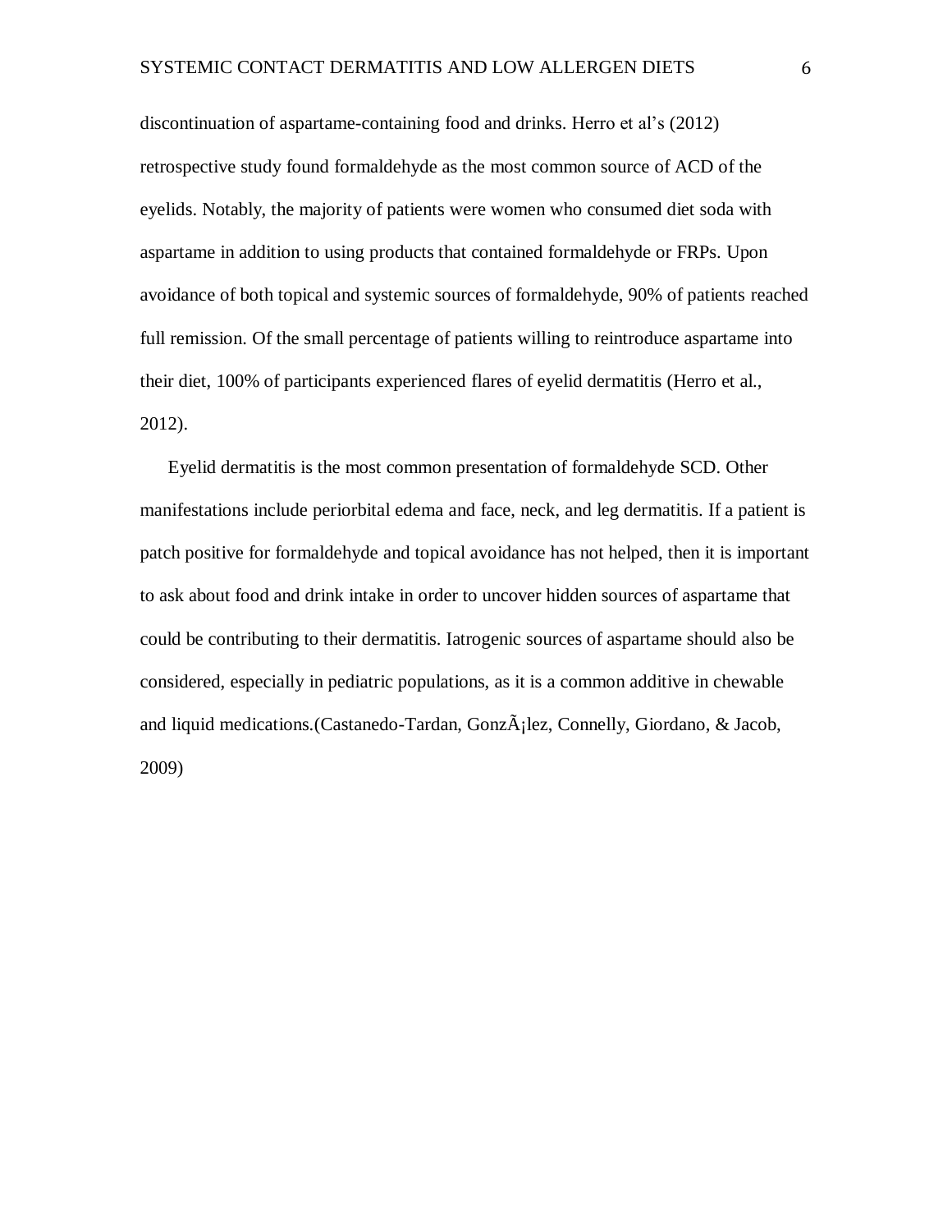discontinuation of aspartame-containing food and drinks. Herro et al's (2012) retrospective study found formaldehyde as the most common source of ACD of the eyelids. Notably, the majority of patients were women who consumed diet soda with aspartame in addition to using products that contained formaldehyde or FRPs. Upon avoidance of both topical and systemic sources of formaldehyde, 90% of patients reached full remission. Of the small percentage of patients willing to reintroduce aspartame into their diet, 100% of participants experienced flares of eyelid dermatitis (Herro et al., 2012).

Eyelid dermatitis is the most common presentation of formaldehyde SCD. Other manifestations include periorbital edema and face, neck, and leg dermatitis. If a patient is patch positive for formaldehyde and topical avoidance has not helped, then it is important to ask about food and drink intake in order to uncover hidden sources of aspartame that could be contributing to their dermatitis. Iatrogenic sources of aspartame should also be considered, especially in pediatric populations, as it is a common additive in chewable and liquid medications.(Castanedo-Tardan, GonzÃ¡lez, Connelly, Giordano, & Jacob, 2009)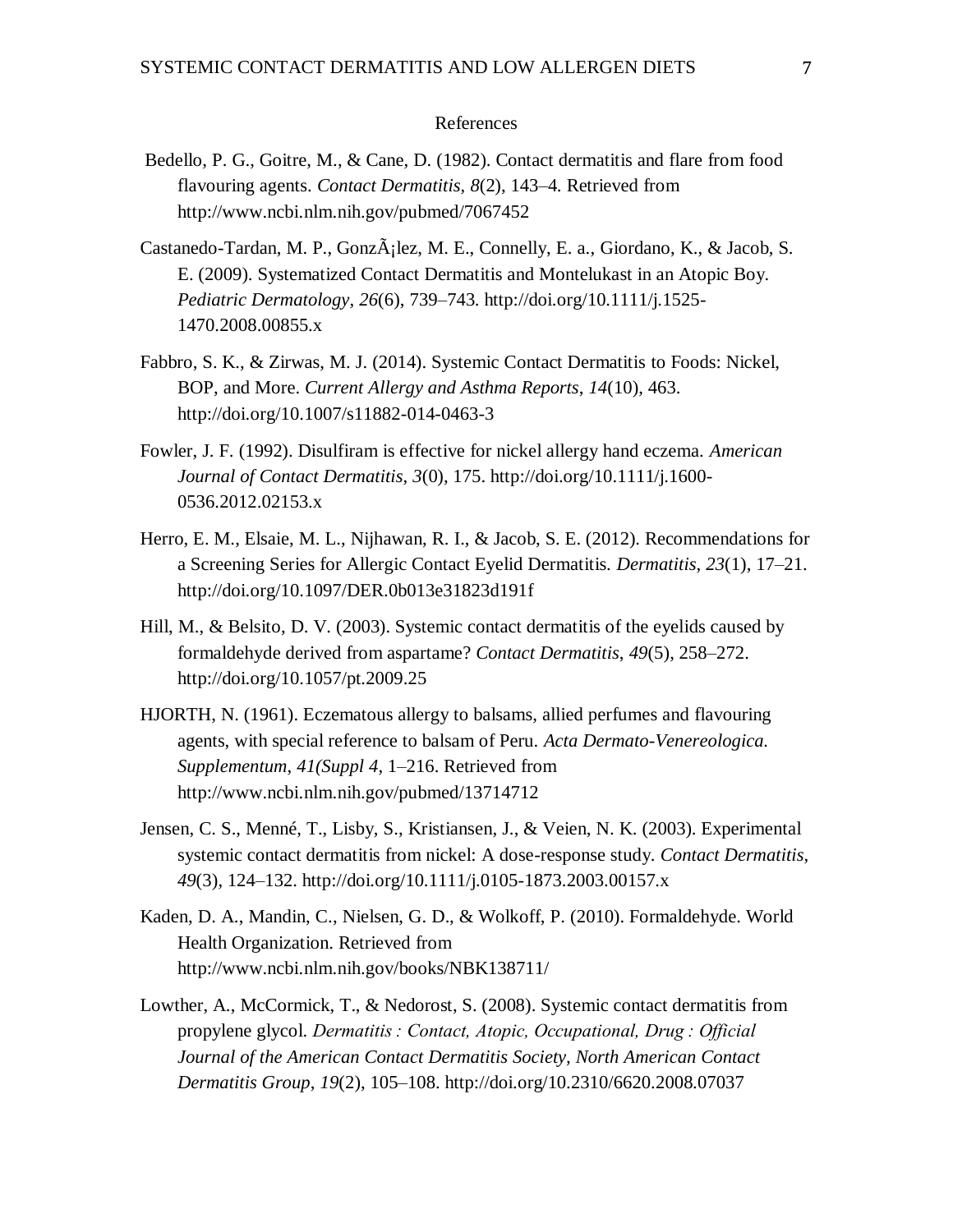# References

Bedello, P. G., Goitre, M., & Cane, D. (1982). Contact dermatitis and flare from food flavouring agents. *Contact Dermatitis*, *8*(2), 143–4. Retrieved from http://www.ncbi.nlm.nih.gov/pubmed/7067452

Castanedo-Tardan, M. P., GonzÃ¡lez, M. E., Connelly, E. a., Giordano, K., & Jacob, S. E. (2009). Systematized Contact Dermatitis and Montelukast in an Atopic Boy. *Pediatric Dermatology*, *26*(6), 739–743. http://doi.org/10.1111/j.1525-1470.2008.00855.x

Fabbro, S. K., & Zirwas, M. J. (2014). Systemic Contact Dermatitis to Foods: Nickel, BOP, and More. *Current Allergy and Asthma Reports*, *14*(10), 463. http://doi.org/10.1007/s11882-014-0463-3

Fowler, J. F. (1992). Disulfiram is effective for nickel allergy hand eczema. *American Journal of Contact Dermatitis*, *3*(0), 175. http://doi.org/10.1111/j.1600-0536.2012.02153.x

Herro, E. M., Elsaie, M. L., Nijhawan, R. I., & Jacob, S. E. (2012). Recommendations for a Screening Series for Allergic Contact Eyelid Dermatitis. *Dermatitis*, *23*(1), 17–21. http://doi.org/10.1097/DER.0b013e31823d191f

Hill, M., & Belsito, D. V. (2003). Systemic contact dermatitis of the eyelids caused by formaldehyde derived from aspartame? *Contact Dermatitis*, *49*(5), 258–272. http://doi.org/10.1057/pt.2009.25

HJORTH, N. (1961). Eczematous allergy to balsams, allied perfumes and flavouring agents, with special reference to balsam of Peru. *Acta Dermato-Venereologica. Supplementum*, *41(Suppl 4*, 1–216. Retrieved from http://www.ncbi.nlm.nih.gov/pubmed/13714712

Jensen, C. S., Menné, T., Lisby, S., Kristiansen, J., & Veien, N. K. (2003). Experimental systemic contact dermatitis from nickel: A dose-response study. *Contact Dermatitis*, *49*(3), 124–132. http://doi.org/10.1111/j.0105-1873.2003.00157.x

Kaden, D. A., Mandin, C., Nielsen, G. D., & Wolkoff, P. (2010). Formaldehyde. World Health Organization. Retrieved from http://www.ncbi.nlm.nih.gov/books/NBK138711/

Lowther, A., McCormick, T., & Nedorost, S. (2008). Systemic contact dermatitis from propylene glycol. *Dermatitis : Contact, Atopic, Occupational, Drug : Official Journal of the American Contact Dermatitis Society, North American Contact Dermatitis Group*, *19*(2), 105–108. http://doi.org/10.2310/6620.2008.07037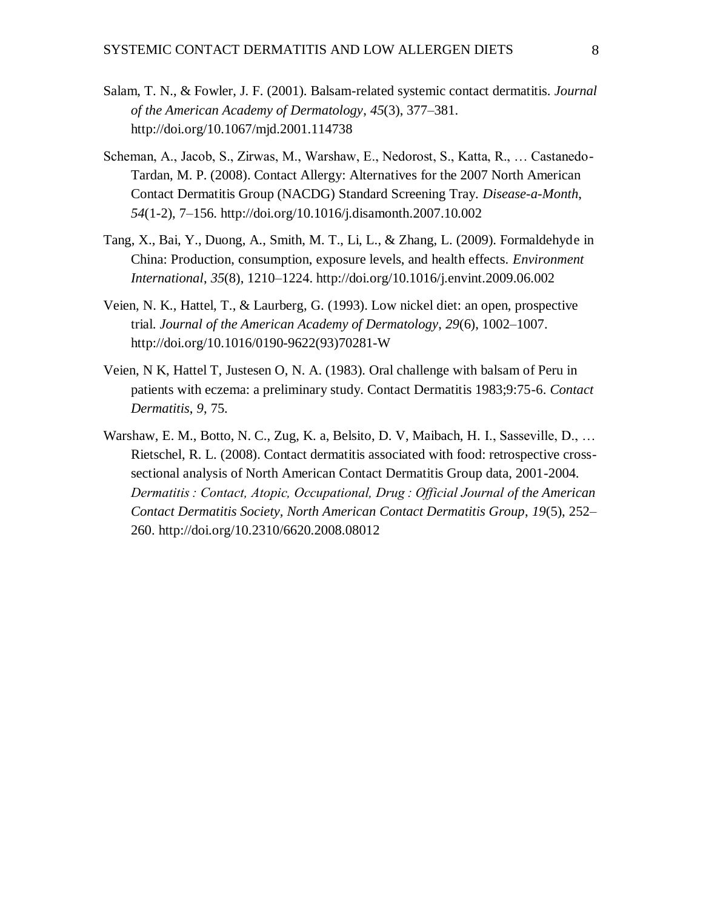Salam, T. N., & Fowler, J. F. (2001). Balsam-related systemic contact dermatitis. *Journal of the American Academy of Dermatology*, *45*(3), 377–381. http://doi.org/10.1067/mjd.2001.114738

Scheman, A., Jacob, S., Zirwas, M., Warshaw, E., Nedorost, S., Katta, R., … Castanedo-Tardan, M. P. (2008). Contact Allergy: Alternatives for the 2007 North American Contact Dermatitis Group (NACDG) Standard Screening Tray. *Disease-a-Month*, *54*(1-2), 7–156. http://doi.org/10.1016/j.disamonth.2007.10.002

Tang, X., Bai, Y., Duong, A., Smith, M. T., Li, L., & Zhang, L. (2009). Formaldehyde in China: Production, consumption, exposure levels, and health effects. *Environment International*, *35*(8), 1210–1224. http://doi.org/10.1016/j.envint.2009.06.002

Veien, N. K., Hattel, T., & Laurberg, G. (1993). Low nickel diet: an open, prospective trial. *Journal of the American Academy of Dermatology*, *29*(6), 1002–1007. http://doi.org/10.1016/0190-9622(93)70281-W

Veien, N K, Hattel T, Justesen O, N. A. (1983). Oral challenge with balsam of Peru in patients with eczema: a preliminary study. Contact Dermatitis 1983;9:75-6. *Contact Dermatitis*, *9*, 75.

Warshaw, E. M., Botto, N. C., Zug, K. a, Belsito, D. V, Maibach, H. I., Sasseville, D., … Rietschel, R. L. (2008). Contact dermatitis associated with food: retrospective cross-sectional analysis of North American Contact Dermatitis Group data, 2001-2004. *Dermatitis : Contact, Atopic, Occupational, Drug : Official Journal of the American Contact Dermatitis Society, North American Contact Dermatitis Group*, *19*(5), 252–260. http://doi.org/10.2310/6620.2008.08012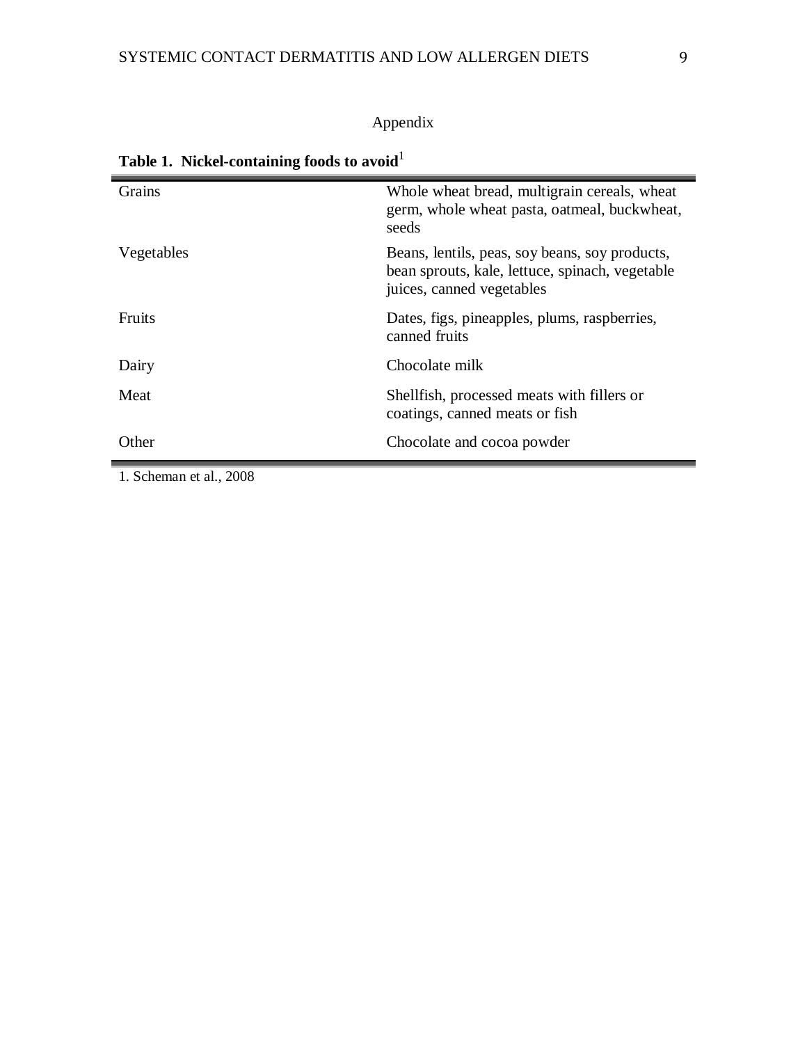## Appendix

**Table 1. Nickel-containing foods to avoid**[1]

| Category | Foods |
|---|---|
| Grains | Whole wheat bread, multigrain cereals, wheat germ, whole wheat pasta, oatmeal, buckwheat, seeds |
| Vegetables | Beans, lentils, peas, soy beans, soy products, bean sprouts, kale, lettuce, spinach, vegetable juices, canned vegetables |
| Fruits | Dates, figs, pineapples, plums, raspberries, canned fruits |
| Dairy | Chocolate milk |
| Meat | Shellfish, processed meats with fillers or coatings, canned meats or fish |
| Other | Chocolate and cocoa powder |

1. Scheman et al., 2008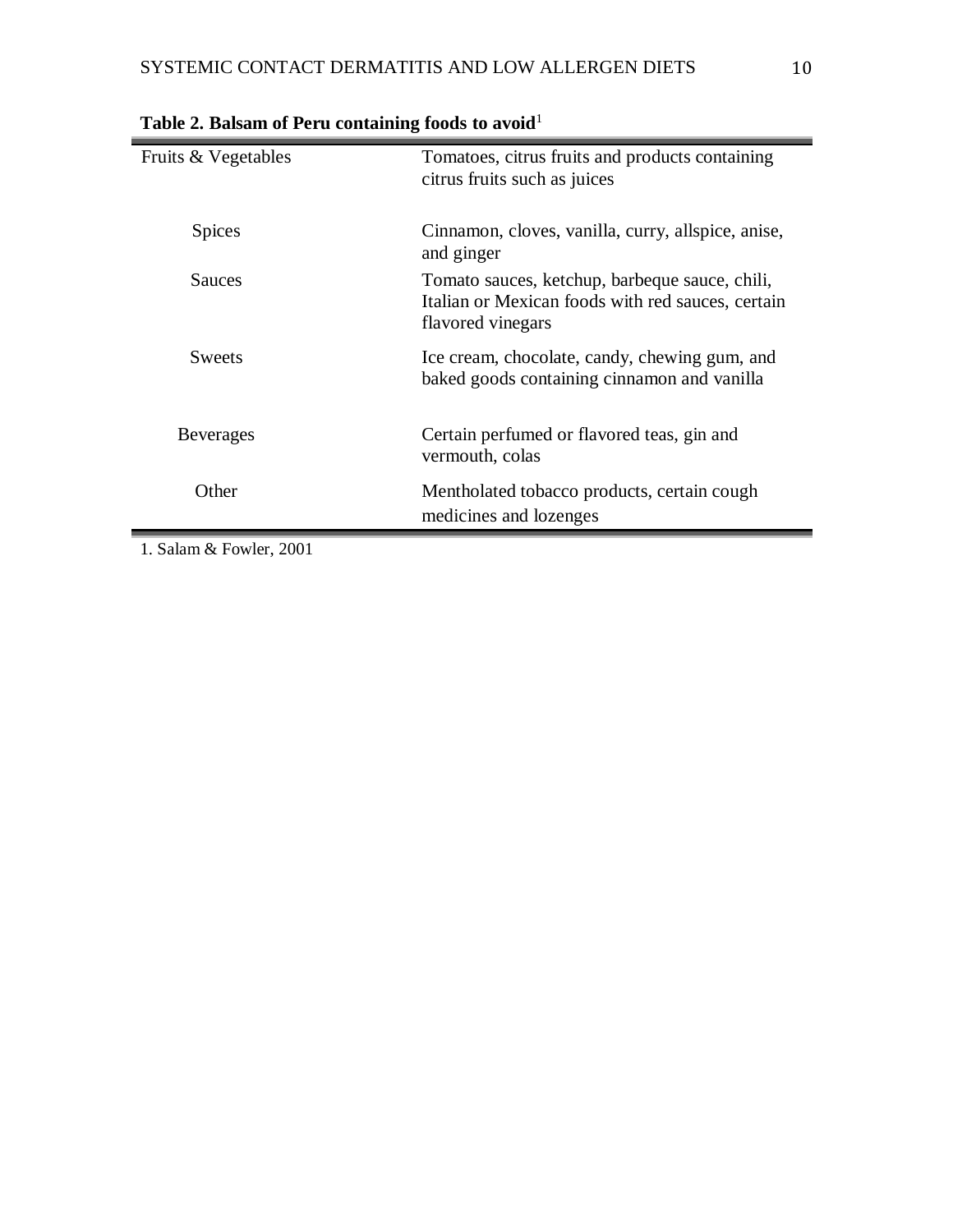**Table 2. Balsam of Peru containing foods to avoid**[1]

| | |
|---|---|
| Fruits & Vegetables | Tomatoes, citrus fruits and products containing citrus fruits such as juices |
| Spices | Cinnamon, cloves, vanilla, curry, allspice, anise, and ginger |
| Sauces | Tomato sauces, ketchup, barbeque sauce, chili, Italian or Mexican foods with red sauces, certain flavored vinegars |
| Sweets | Ice cream, chocolate, candy, chewing gum, and baked goods containing cinnamon and vanilla |
| Beverages | Certain perfumed or flavored teas, gin and vermouth, colas |
| Other | Mentholated tobacco products, certain cough medicines and lozenges |

1. Salam & Fowler, 2001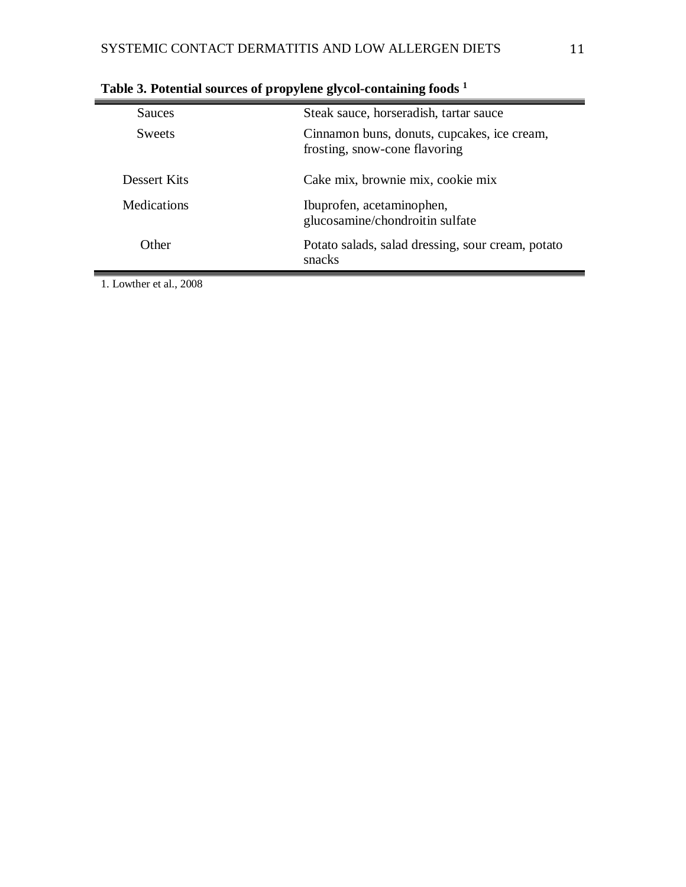**Table 3. Potential sources of propylene glycol-containing foods** [1]

| | |
|---|---|
| Sauces | Steak sauce, horseradish, tartar sauce |
| Sweets | Cinnamon buns, donuts, cupcakes, ice cream, frosting, snow-cone flavoring |
| Dessert Kits | Cake mix, brownie mix, cookie mix |
| Medications | Ibuprofen, acetaminophen, glucosamine/chondroitin sulfate |
| Other | Potato salads, salad dressing, sour cream, potato snacks |

1. Lowther et al., 2008